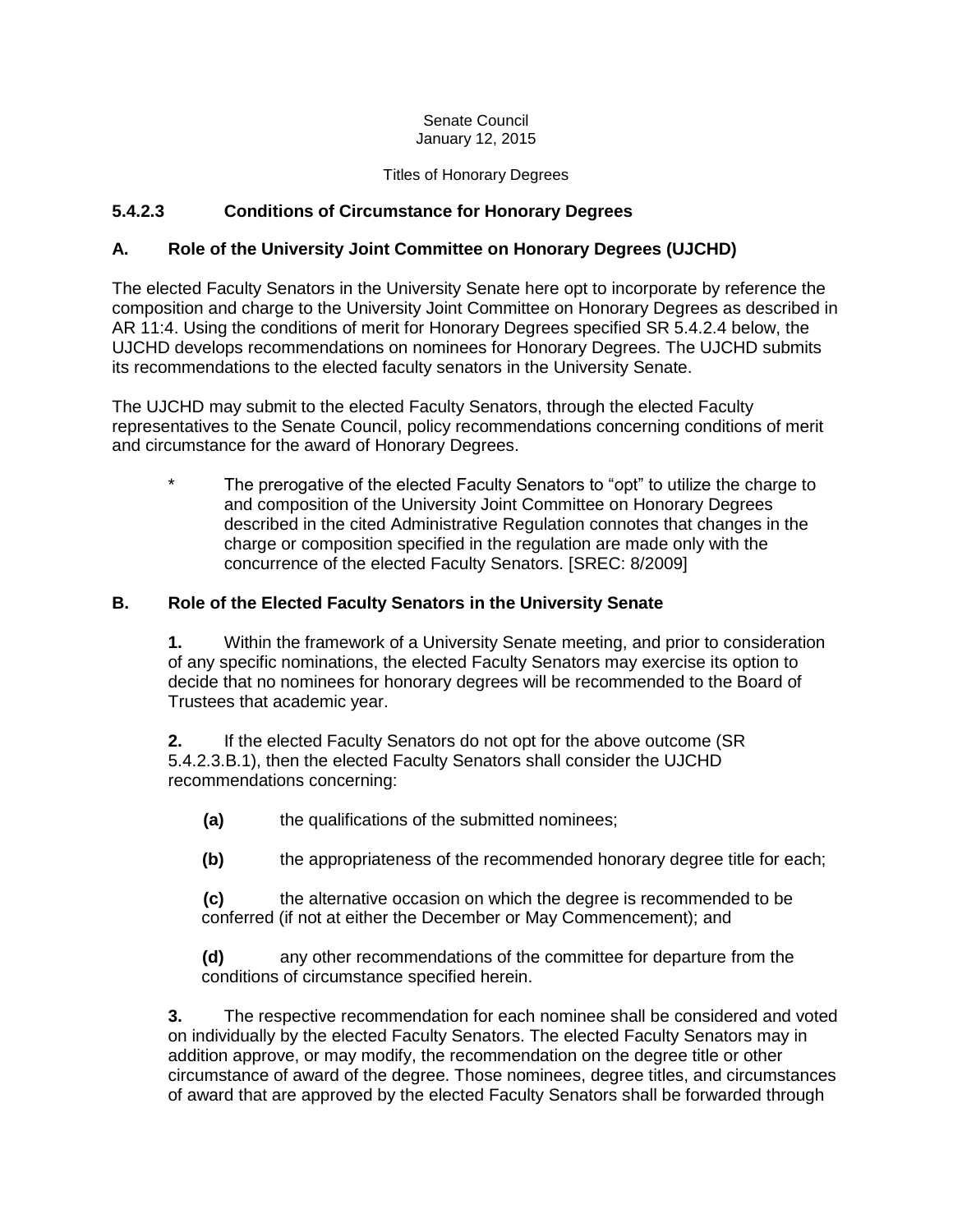Senate Council
January 12, 2015

Titles of Honorary Degrees

### 5.4.2.3 Conditions of Circumstance for Honorary Degrees

### A. Role of the University Joint Committee on Honorary Degrees (UJCHD)

The elected Faculty Senators in the University Senate here opt to incorporate by reference the composition and charge to the University Joint Committee on Honorary Degrees as described in AR 11:4. Using the conditions of merit for Honorary Degrees specified SR 5.4.2.4 below, the UJCHD develops recommendations on nominees for Honorary Degrees. The UJCHD submits its recommendations to the elected faculty senators in the University Senate.

The UJCHD may submit to the elected Faculty Senators, through the elected Faculty representatives to the Senate Council, policy recommendations concerning conditions of merit and circumstance for the award of Honorary Degrees.

> \* The prerogative of the elected Faculty Senators to "opt" to utilize the charge to and composition of the University Joint Committee on Honorary Degrees described in the cited Administrative Regulation connotes that changes in the charge or composition specified in the regulation are made only with the concurrence of the elected Faculty Senators. [SREC: 8/2009]

### B. Role of the Elected Faculty Senators in the University Senate

**1.** Within the framework of a University Senate meeting, and prior to consideration of any specific nominations, the elected Faculty Senators may exercise its option to decide that no nominees for honorary degrees will be recommended to the Board of Trustees that academic year.

**2.** If the elected Faculty Senators do not opt for the above outcome (SR 5.4.2.3.B.1), then the elected Faculty Senators shall consider the UJCHD recommendations concerning:

- **(a)** the qualifications of the submitted nominees;
- **(b)** the appropriateness of the recommended honorary degree title for each;
- **(c)** the alternative occasion on which the degree is recommended to be conferred (if not at either the December or May Commencement); and
- **(d)** any other recommendations of the committee for departure from the conditions of circumstance specified herein.

**3.** The respective recommendation for each nominee shall be considered and voted on individually by the elected Faculty Senators. The elected Faculty Senators may in addition approve, or may modify, the recommendation on the degree title or other circumstance of award of the degree. Those nominees, degree titles, and circumstances of award that are approved by the elected Faculty Senators shall be forwarded through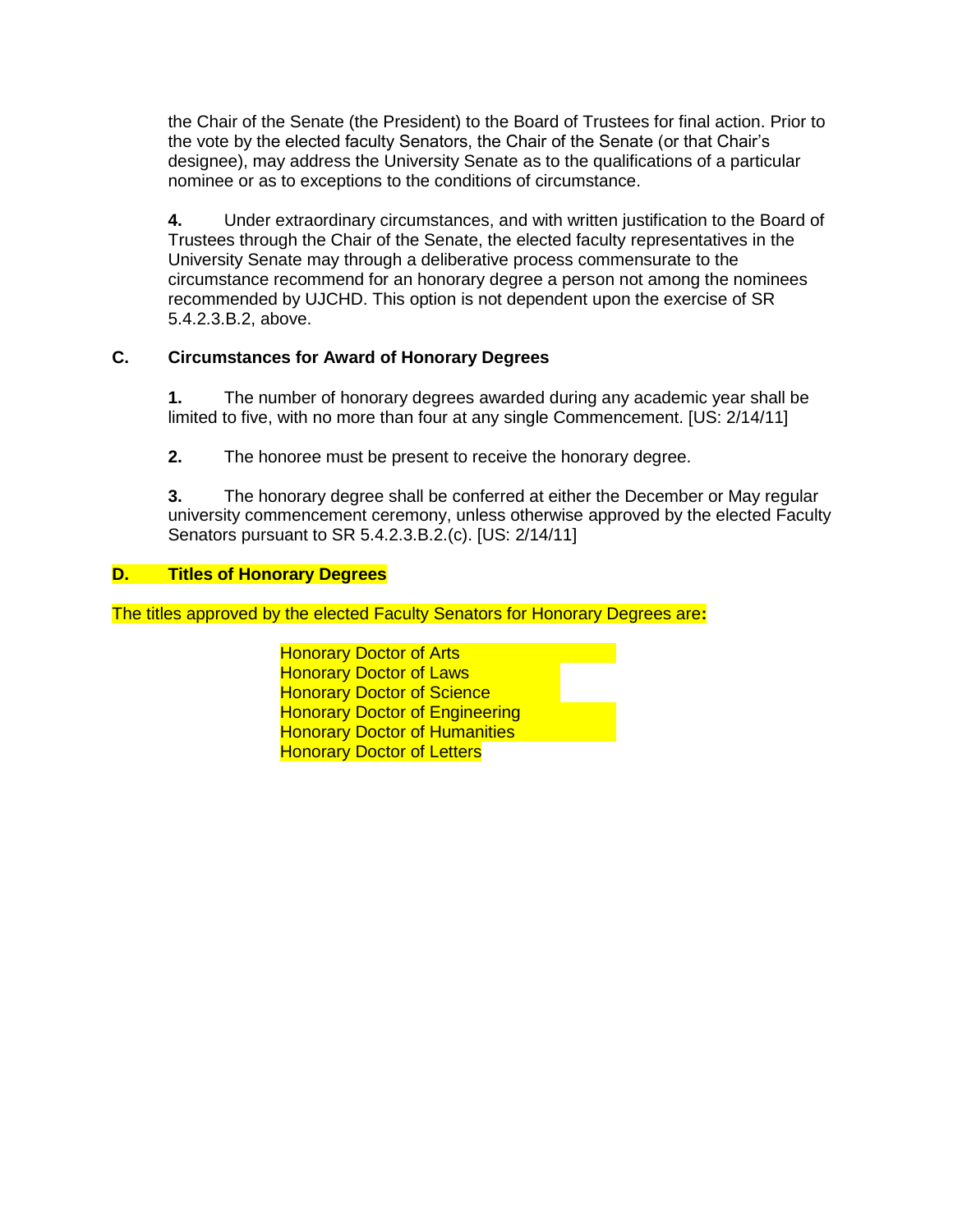the Chair of the Senate (the President) to the Board of Trustees for final action. Prior to the vote by the elected faculty Senators, the Chair of the Senate (or that Chair's designee), may address the University Senate as to the qualifications of a particular nominee or as to exceptions to the conditions of circumstance.

**4.** Under extraordinary circumstances, and with written justification to the Board of Trustees through the Chair of the Senate, the elected faculty representatives in the University Senate may through a deliberative process commensurate to the circumstance recommend for an honorary degree a person not among the nominees recommended by UJCHD. This option is not dependent upon the exercise of SR 5.4.2.3.B.2, above.

### C. Circumstances for Award of Honorary Degrees

**1.** The number of honorary degrees awarded during any academic year shall be limited to five, with no more than four at any single Commencement. [US: 2/14/11]

**2.** The honoree must be present to receive the honorary degree.

**3.** The honorary degree shall be conferred at either the December or May regular university commencement ceremony, unless otherwise approved by the elected Faculty Senators pursuant to SR 5.4.2.3.B.2.(c). [US: 2/14/11]

### D. Titles of Honorary Degrees

The titles approved by the elected Faculty Senators for Honorary Degrees are:

- Honorary Doctor of Arts
- Honorary Doctor of Laws
- Honorary Doctor of Science
- Honorary Doctor of Engineering
- Honorary Doctor of Humanities
- Honorary Doctor of Letters